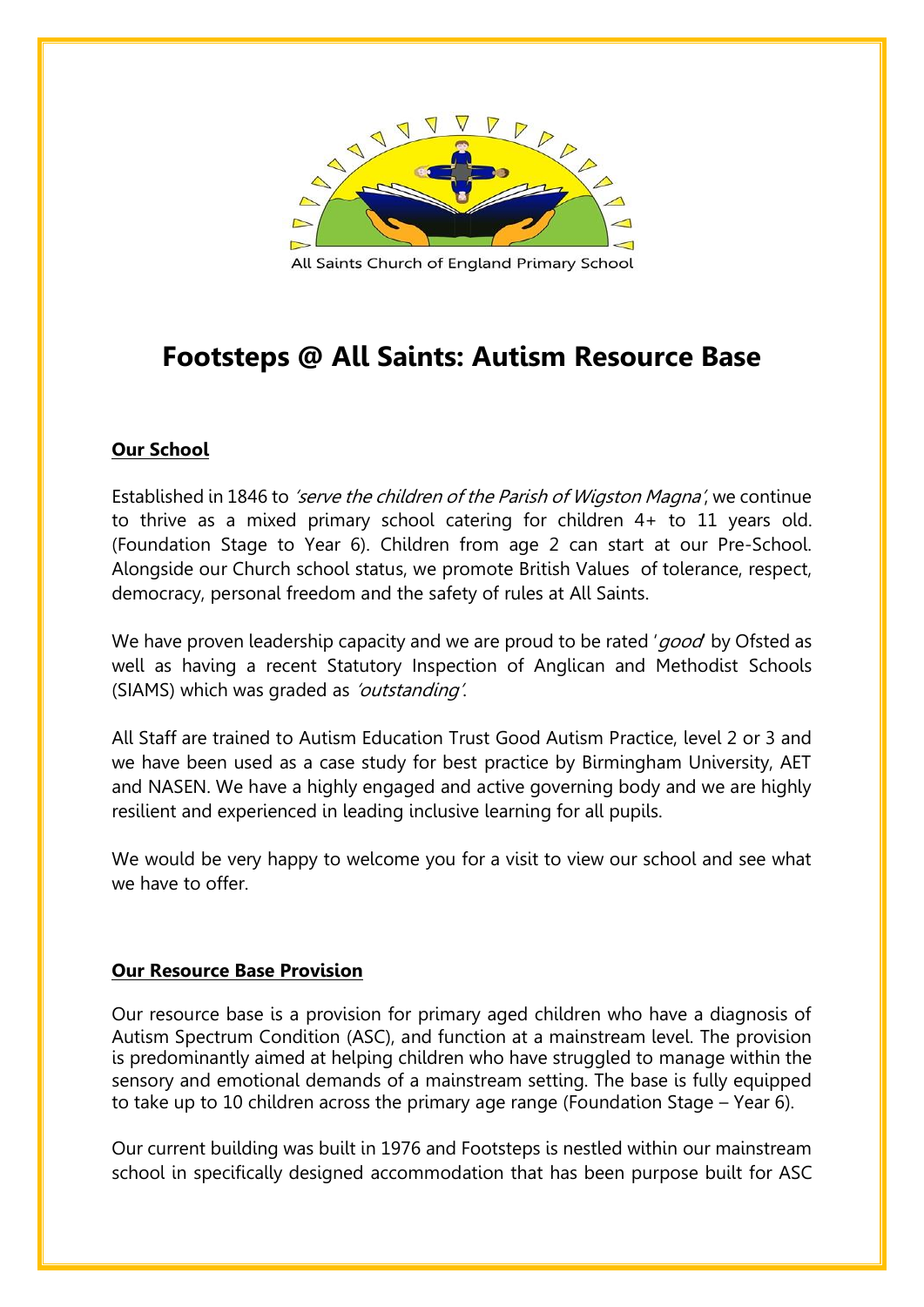All Saints Church of England Primary School

# Footsteps @ All Saints: Autism Resource Base

## Our School

Established in 1846 to *'serve the children of the Parish of Wigston Magna'*, we continue to thrive as a mixed primary school catering for children 4+ to 11 years old. (Foundation Stage to Year 6). Children from age 2 can start at our Pre-School. Alongside our Church school status, we promote British Values of tolerance, respect, democracy, personal freedom and the safety of rules at All Saints.

We have proven leadership capacity and we are proud to be rated '*good*' by Ofsted as well as having a recent Statutory Inspection of Anglican and Methodist Schools (SIAMS) which was graded as *'outstanding'*.

All Staff are trained to Autism Education Trust Good Autism Practice, level 2 or 3 and we have been used as a case study for best practice by Birmingham University, AET and NASEN. We have a highly engaged and active governing body and we are highly resilient and experienced in leading inclusive learning for all pupils.

We would be very happy to welcome you for a visit to view our school and see what we have to offer.

## Our Resource Base Provision

Our resource base is a provision for primary aged children who have a diagnosis of Autism Spectrum Condition (ASC), and function at a mainstream level. The provision is predominantly aimed at helping children who have struggled to manage within the sensory and emotional demands of a mainstream setting. The base is fully equipped to take up to 10 children across the primary age range (Foundation Stage – Year 6).

Our current building was built in 1976 and Footsteps is nestled within our mainstream school in specifically designed accommodation that has been purpose built for ASC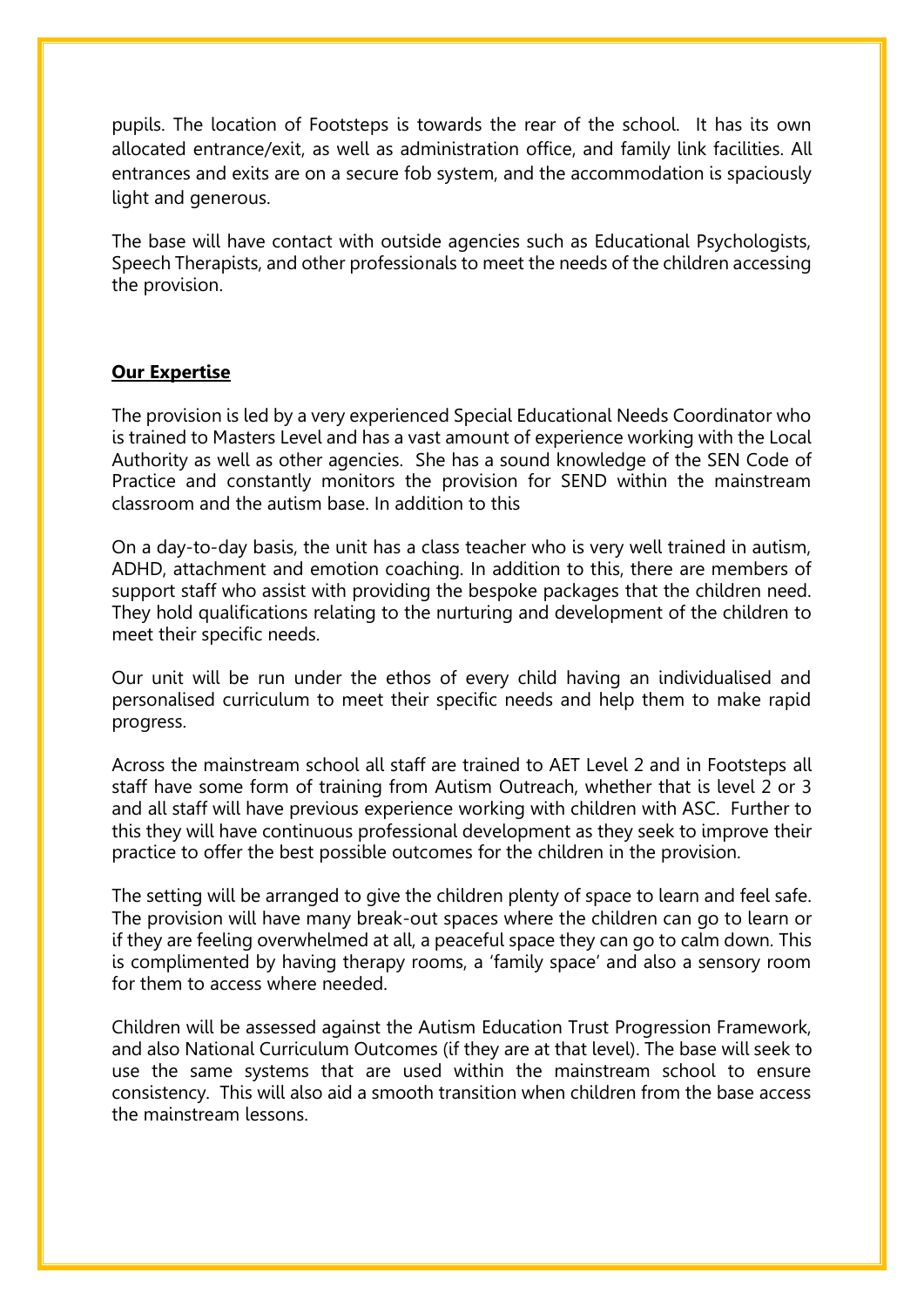pupils. The location of Footsteps is towards the rear of the school. It has its own allocated entrance/exit, as well as administration office, and family link facilities. All entrances and exits are on a secure fob system, and the accommodation is spaciously light and generous.

The base will have contact with outside agencies such as Educational Psychologists, Speech Therapists, and other professionals to meet the needs of the children accessing the provision.

## **Our Expertise**

The provision is led by a very experienced Special Educational Needs Coordinator who is trained to Masters Level and has a vast amount of experience working with the Local Authority as well as other agencies. She has a sound knowledge of the SEN Code of Practice and constantly monitors the provision for SEND within the mainstream classroom and the autism base. In addition to this

On a day-to-day basis, the unit has a class teacher who is very well trained in autism, ADHD, attachment and emotion coaching. In addition to this, there are members of support staff who assist with providing the bespoke packages that the children need. They hold qualifications relating to the nurturing and development of the children to meet their specific needs.

Our unit will be run under the ethos of every child having an individualised and personalised curriculum to meet their specific needs and help them to make rapid progress.

Across the mainstream school all staff are trained to AET Level 2 and in Footsteps all staff have some form of training from Autism Outreach, whether that is level 2 or 3 and all staff will have previous experience working with children with ASC. Further to this they will have continuous professional development as they seek to improve their practice to offer the best possible outcomes for the children in the provision.

The setting will be arranged to give the children plenty of space to learn and feel safe. The provision will have many break-out spaces where the children can go to learn or if they are feeling overwhelmed at all, a peaceful space they can go to calm down. This is complimented by having therapy rooms, a 'family space' and also a sensory room for them to access where needed.

Children will be assessed against the Autism Education Trust Progression Framework, and also National Curriculum Outcomes (if they are at that level). The base will seek to use the same systems that are used within the mainstream school to ensure consistency. This will also aid a smooth transition when children from the base access the mainstream lessons.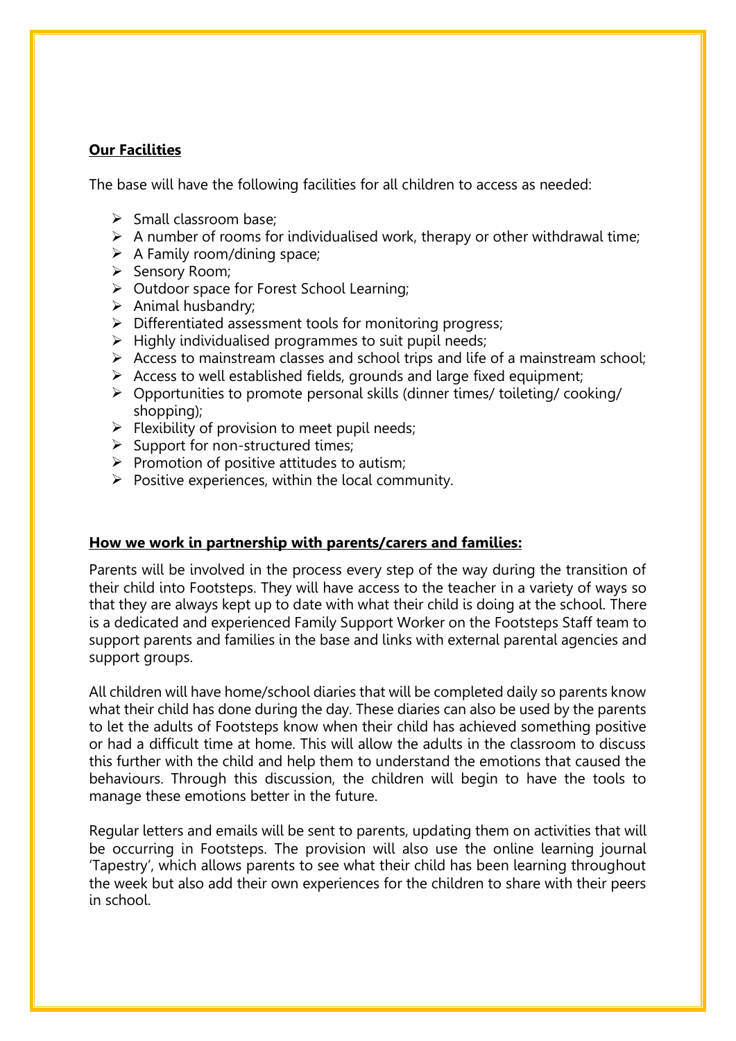## Our Facilities

The base will have the following facilities for all children to access as needed:

- Small classroom base;
- A number of rooms for individualised work, therapy or other withdrawal time;
- A Family room/dining space;
- Sensory Room;
- Outdoor space for Forest School Learning;
- Animal husbandry;
- Differentiated assessment tools for monitoring progress;
- Highly individualised programmes to suit pupil needs;
- Access to mainstream classes and school trips and life of a mainstream school;
- Access to well established fields, grounds and large fixed equipment;
- Opportunities to promote personal skills (dinner times/ toileting/ cooking/ shopping);
- Flexibility of provision to meet pupil needs;
- Support for non-structured times;
- Promotion of positive attitudes to autism;
- Positive experiences, within the local community.

## How we work in partnership with parents/carers and families:

Parents will be involved in the process every step of the way during the transition of their child into Footsteps. They will have access to the teacher in a variety of ways so that they are always kept up to date with what their child is doing at the school. There is a dedicated and experienced Family Support Worker on the Footsteps Staff team to support parents and families in the base and links with external parental agencies and support groups.

All children will have home/school diaries that will be completed daily so parents know what their child has done during the day. These diaries can also be used by the parents to let the adults of Footsteps know when their child has achieved something positive or had a difficult time at home. This will allow the adults in the classroom to discuss this further with the child and help them to understand the emotions that caused the behaviours. Through this discussion, the children will begin to have the tools to manage these emotions better in the future.

Regular letters and emails will be sent to parents, updating them on activities that will be occurring in Footsteps. The provision will also use the online learning journal 'Tapestry', which allows parents to see what their child has been learning throughout the week but also add their own experiences for the children to share with their peers in school.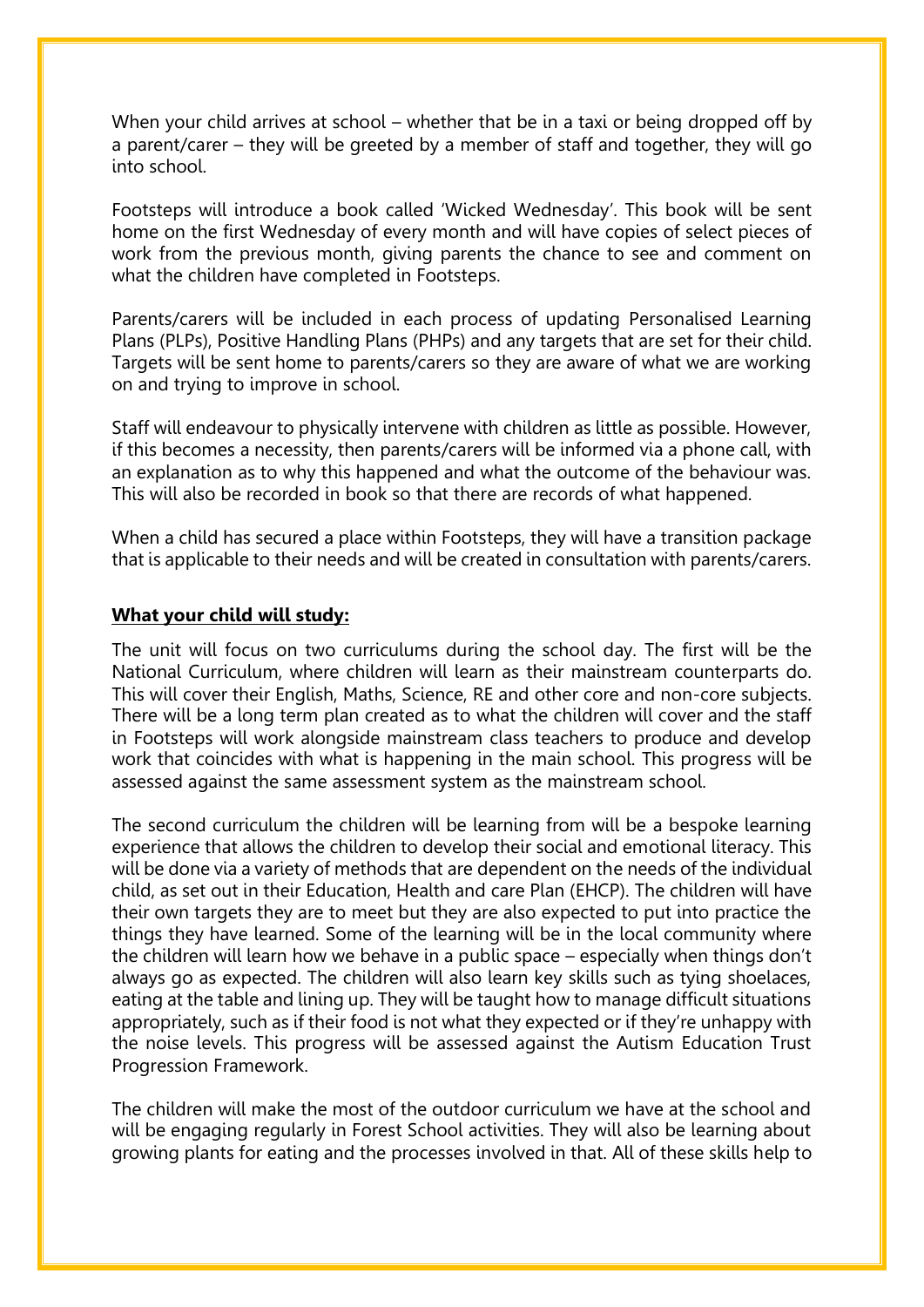When your child arrives at school – whether that be in a taxi or being dropped off by a parent/carer – they will be greeted by a member of staff and together, they will go into school.

Footsteps will introduce a book called 'Wicked Wednesday'. This book will be sent home on the first Wednesday of every month and will have copies of select pieces of work from the previous month, giving parents the chance to see and comment on what the children have completed in Footsteps.

Parents/carers will be included in each process of updating Personalised Learning Plans (PLPs), Positive Handling Plans (PHPs) and any targets that are set for their child. Targets will be sent home to parents/carers so they are aware of what we are working on and trying to improve in school.

Staff will endeavour to physically intervene with children as little as possible. However, if this becomes a necessity, then parents/carers will be informed via a phone call, with an explanation as to why this happened and what the outcome of the behaviour was. This will also be recorded in book so that there are records of what happened.

When a child has secured a place within Footsteps, they will have a transition package that is applicable to their needs and will be created in consultation with parents/carers.

**What your child will study:**

The unit will focus on two curriculums during the school day. The first will be the National Curriculum, where children will learn as their mainstream counterparts do. This will cover their English, Maths, Science, RE and other core and non-core subjects. There will be a long term plan created as to what the children will cover and the staff in Footsteps will work alongside mainstream class teachers to produce and develop work that coincides with what is happening in the main school. This progress will be assessed against the same assessment system as the mainstream school.

The second curriculum the children will be learning from will be a bespoke learning experience that allows the children to develop their social and emotional literacy. This will be done via a variety of methods that are dependent on the needs of the individual child, as set out in their Education, Health and care Plan (EHCP). The children will have their own targets they are to meet but they are also expected to put into practice the things they have learned. Some of the learning will be in the local community where the children will learn how we behave in a public space – especially when things don't always go as expected. The children will also learn key skills such as tying shoelaces, eating at the table and lining up. They will be taught how to manage difficult situations appropriately, such as if their food is not what they expected or if they're unhappy with the noise levels. This progress will be assessed against the Autism Education Trust Progression Framework.

The children will make the most of the outdoor curriculum we have at the school and will be engaging regularly in Forest School activities. They will also be learning about growing plants for eating and the processes involved in that. All of these skills help to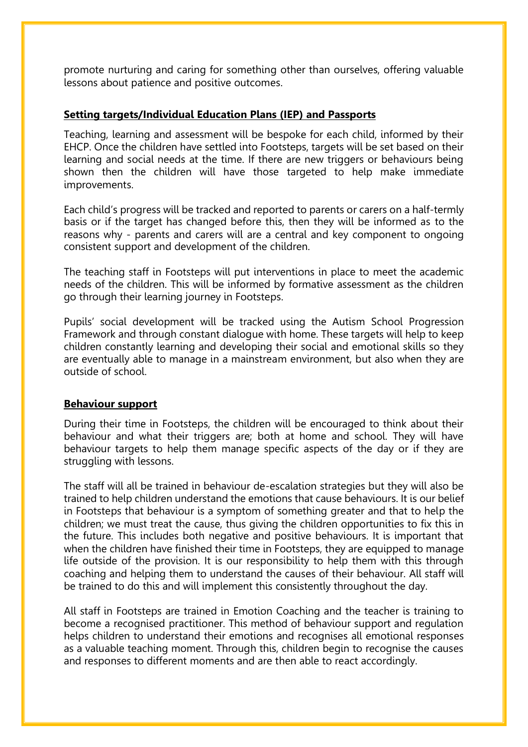promote nurturing and caring for something other than ourselves, offering valuable lessons about patience and positive outcomes.

## Setting targets/Individual Education Plans (IEP) and Passports

Teaching, learning and assessment will be bespoke for each child, informed by their EHCP. Once the children have settled into Footsteps, targets will be set based on their learning and social needs at the time. If there are new triggers or behaviours being shown then the children will have those targeted to help make immediate improvements.

Each child's progress will be tracked and reported to parents or carers on a half-termly basis or if the target has changed before this, then they will be informed as to the reasons why - parents and carers will are a central and key component to ongoing consistent support and development of the children.

The teaching staff in Footsteps will put interventions in place to meet the academic needs of the children. This will be informed by formative assessment as the children go through their learning journey in Footsteps.

Pupils' social development will be tracked using the Autism School Progression Framework and through constant dialogue with home. These targets will help to keep children constantly learning and developing their social and emotional skills so they are eventually able to manage in a mainstream environment, but also when they are outside of school.

## Behaviour support

During their time in Footsteps, the children will be encouraged to think about their behaviour and what their triggers are; both at home and school. They will have behaviour targets to help them manage specific aspects of the day or if they are struggling with lessons.

The staff will all be trained in behaviour de-escalation strategies but they will also be trained to help children understand the emotions that cause behaviours. It is our belief in Footsteps that behaviour is a symptom of something greater and that to help the children; we must treat the cause, thus giving the children opportunities to fix this in the future. This includes both negative and positive behaviours. It is important that when the children have finished their time in Footsteps, they are equipped to manage life outside of the provision. It is our responsibility to help them with this through coaching and helping them to understand the causes of their behaviour. All staff will be trained to do this and will implement this consistently throughout the day.

All staff in Footsteps are trained in Emotion Coaching and the teacher is training to become a recognised practitioner. This method of behaviour support and regulation helps children to understand their emotions and recognises all emotional responses as a valuable teaching moment. Through this, children begin to recognise the causes and responses to different moments and are then able to react accordingly.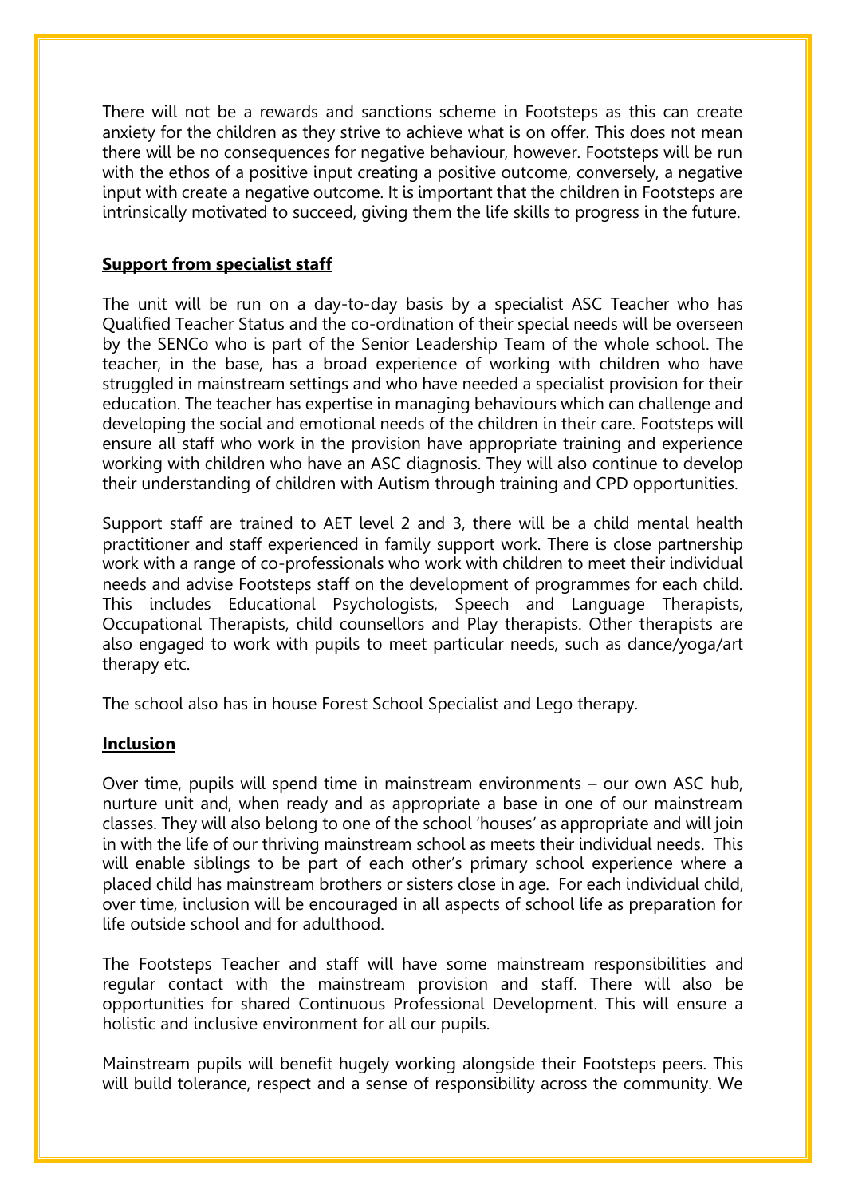There will not be a rewards and sanctions scheme in Footsteps as this can create anxiety for the children as they strive to achieve what is on offer. This does not mean there will be no consequences for negative behaviour, however. Footsteps will be run with the ethos of a positive input creating a positive outcome, conversely, a negative input with create a negative outcome. It is important that the children in Footsteps are intrinsically motivated to succeed, giving them the life skills to progress in the future.

**Support from specialist staff**

The unit will be run on a day-to-day basis by a specialist ASC Teacher who has Qualified Teacher Status and the co-ordination of their special needs will be overseen by the SENCo who is part of the Senior Leadership Team of the whole school. The teacher, in the base, has a broad experience of working with children who have struggled in mainstream settings and who have needed a specialist provision for their education. The teacher has expertise in managing behaviours which can challenge and developing the social and emotional needs of the children in their care. Footsteps will ensure all staff who work in the provision have appropriate training and experience working with children who have an ASC diagnosis. They will also continue to develop their understanding of children with Autism through training and CPD opportunities.

Support staff are trained to AET level 2 and 3, there will be a child mental health practitioner and staff experienced in family support work. There is close partnership work with a range of co-professionals who work with children to meet their individual needs and advise Footsteps staff on the development of programmes for each child. This includes Educational Psychologists, Speech and Language Therapists, Occupational Therapists, child counsellors and Play therapists. Other therapists are also engaged to work with pupils to meet particular needs, such as dance/yoga/art therapy etc.

The school also has in house Forest School Specialist and Lego therapy.

**Inclusion**

Over time, pupils will spend time in mainstream environments – our own ASC hub, nurture unit and, when ready and as appropriate a base in one of our mainstream classes. They will also belong to one of the school 'houses' as appropriate and will join in with the life of our thriving mainstream school as meets their individual needs. This will enable siblings to be part of each other's primary school experience where a placed child has mainstream brothers or sisters close in age. For each individual child, over time, inclusion will be encouraged in all aspects of school life as preparation for life outside school and for adulthood.

The Footsteps Teacher and staff will have some mainstream responsibilities and regular contact with the mainstream provision and staff. There will also be opportunities for shared Continuous Professional Development. This will ensure a holistic and inclusive environment for all our pupils.

Mainstream pupils will benefit hugely working alongside their Footsteps peers. This will build tolerance, respect and a sense of responsibility across the community. We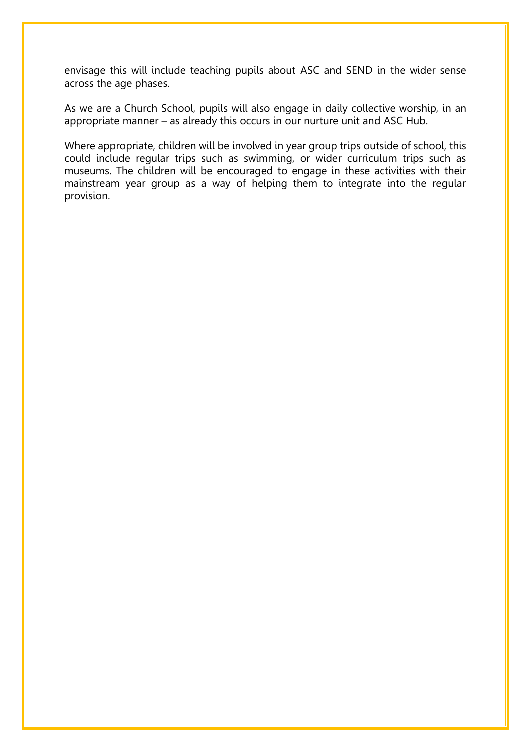envisage this will include teaching pupils about ASC and SEND in the wider sense across the age phases.

As we are a Church School, pupils will also engage in daily collective worship, in an appropriate manner – as already this occurs in our nurture unit and ASC Hub.

Where appropriate, children will be involved in year group trips outside of school, this could include regular trips such as swimming, or wider curriculum trips such as museums. The children will be encouraged to engage in these activities with their mainstream year group as a way of helping them to integrate into the regular provision.